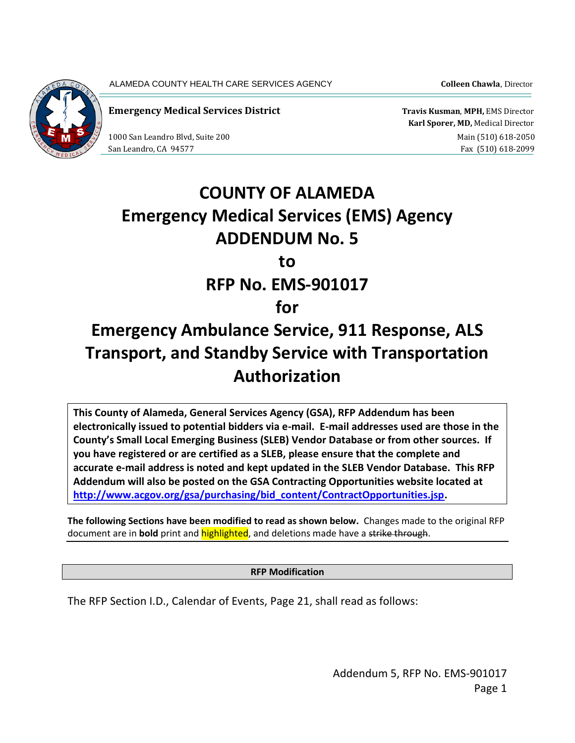ALAMEDA COUNTY HEALTH CARE SERVICES AGENCY **Colleen Chawla**, Director

**Emergency Medical Services District**

**Travis Kusman**, **MPH,** EMS Director
**Karl Sporer, MD,** Medical Director

1000 San Leandro Blvd, Suite 200
San Leandro, CA 94577

Main (510) 618-2050
Fax (510) 618-2099

# COUNTY OF ALAMEDA
# Emergency Medical Services (EMS) Agency
# ADDENDUM No. 5
# to
# RFP No. EMS-901017
# for
# Emergency Ambulance Service, 911 Response, ALS Transport, and Standby Service with Transportation Authorization

**This County of Alameda, General Services Agency (GSA), RFP Addendum has been electronically issued to potential bidders via e-mail. E-mail addresses used are those in the County's Small Local Emerging Business (SLEB) Vendor Database or from other sources. If you have registered or are certified as a SLEB, please ensure that the complete and accurate e-mail address is noted and kept updated in the SLEB Vendor Database. This RFP Addendum will also be posted on the GSA Contracting Opportunities website located at [http://www.acgov.org/gsa/purchasing/bid_content/ContractOpportunities.jsp](http://www.acgov.org/gsa/purchasing/bid_content/ContractOpportunities.jsp).**

**The following Sections have been modified to read as shown below.** Changes made to the original RFP document are in **bold** print and highlighted, and deletions made have a ~~strike through~~.

**RFP Modification**

The RFP Section I.D., Calendar of Events, Page 21, shall read as follows: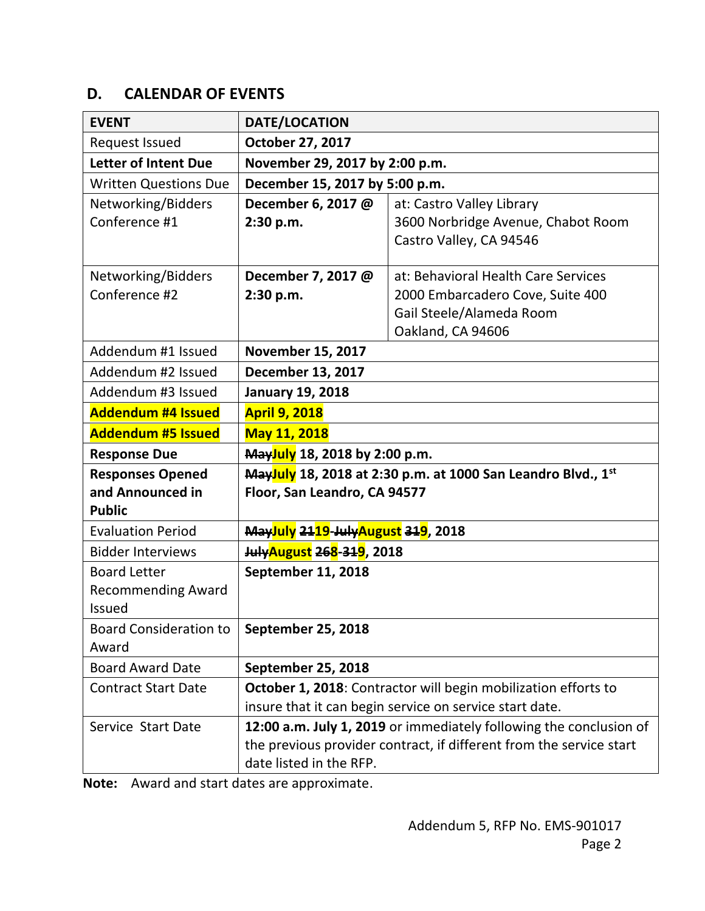## D. CALENDAR OF EVENTS

| EVENT | DATE/LOCATION | |
|---|---|---|
| Request Issued | **October 27, 2017** | |
| **Letter of Intent Due** | **November 29, 2017 by 2:00 p.m.** | |
| Written Questions Due | **December 15, 2017 by 5:00 p.m.** | |
| Networking/Bidders Conference #1 | **December 6, 2017 @ 2:30 p.m.** | at: Castro Valley Library<br>3600 Norbridge Avenue, Chabot Room<br>Castro Valley, CA 94546 |
| Networking/Bidders Conference #2 | **December 7, 2017 @ 2:30 p.m.** | at: Behavioral Health Care Services<br>2000 Embarcadero Cove, Suite 400<br>Gail Steele/Alameda Room<br>Oakland, CA 94606 |
| Addendum #1 Issued | **November 15, 2017** | |
| Addendum #2 Issued | **December 13, 2017** | |
| Addendum #3 Issued | **January 19, 2018** | |
| **Addendum #4 Issued** | **April 9, 2018** | |
| **Addendum #5 Issued** | **May 11, 2018** | |
| **Response Due** | **~~May~~July 18, 2018 by 2:00 p.m.** | |
| **Responses Opened and Announced in Public** | **~~May~~July 18, 2018 at 2:30 p.m. at 1000 San Leandro Blvd., 1st Floor, San Leandro, CA 94577** | |
| Evaluation Period | **~~May~~July ~~21~~19-~~July~~August ~~31~~9, 2018** | |
| Bidder Interviews | **~~July~~August ~~26~~8-~~31~~9, 2018** | |
| Board Letter Recommending Award Issued | **September 11, 2018** | |
| Board Consideration to Award | **September 25, 2018** | |
| Board Award Date | **September 25, 2018** | |
| Contract Start Date | **October 1, 2018**: Contractor will begin mobilization efforts to insure that it can begin service on service start date. | |
| Service Start Date | **12:00 a.m. July 1, 2019** or immediately following the conclusion of the previous provider contract, if different from the service start date listed in the RFP. | |

**Note:** Award and start dates are approximate.

Addendum 5, RFP No. EMS-901017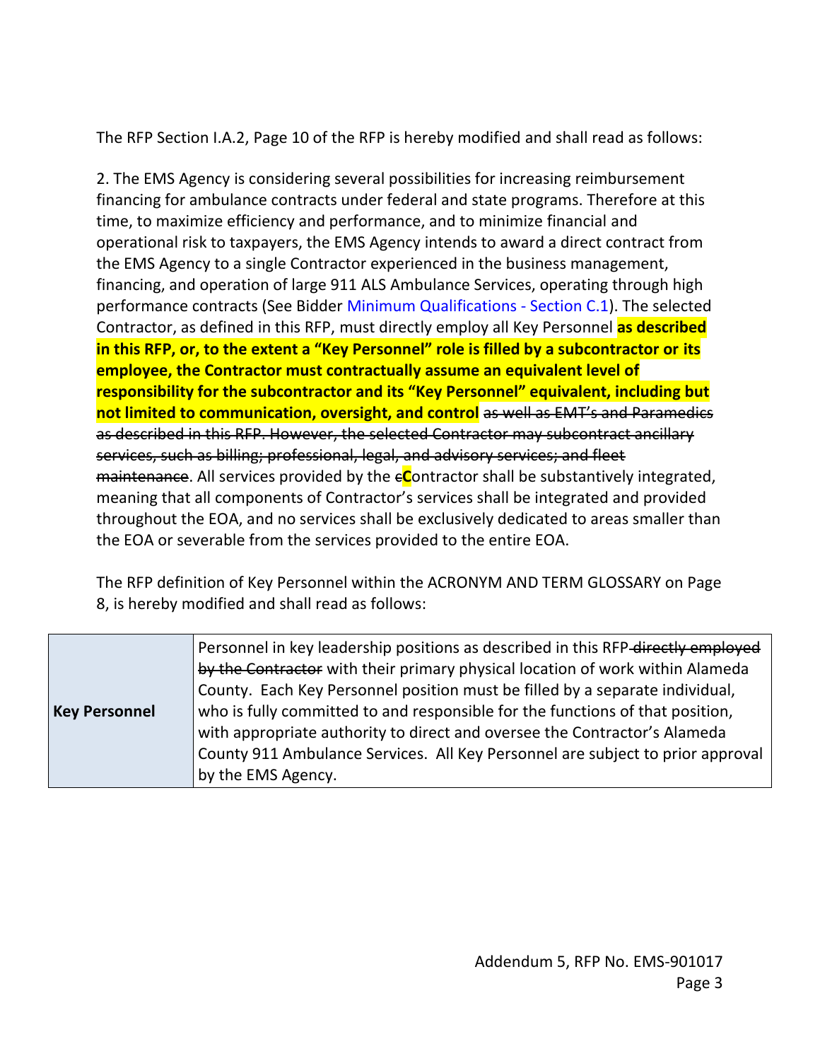The RFP Section I.A.2, Page 10 of the RFP is hereby modified and shall read as follows:

2. The EMS Agency is considering several possibilities for increasing reimbursement financing for ambulance contracts under federal and state programs. Therefore at this time, to maximize efficiency and performance, and to minimize financial and operational risk to taxpayers, the EMS Agency intends to award a direct contract from the EMS Agency to a single Contractor experienced in the business management, financing, and operation of large 911 ALS Ambulance Services, operating through high performance contracts (See Bidder Minimum Qualifications - Section C.1). The selected Contractor, as defined in this RFP, must directly employ all Key Personnel **as described in this RFP, or, to the extent a "Key Personnel" role is filled by a subcontractor or its employee, the Contractor must contractually assume an equivalent level of responsibility for the subcontractor and its "Key Personnel" equivalent, including but not limited to communication, oversight, and control** ~~as well as EMT's and Paramedics as described in this RFP. However, the selected Contractor may subcontract ancillary services, such as billing; professional, legal, and advisory services; and fleet maintenance~~. All services provided by the ~~c~~**C**ontractor shall be substantively integrated, meaning that all components of Contractor's services shall be integrated and provided throughout the EOA, and no services shall be exclusively dedicated to areas smaller than the EOA or severable from the services provided to the entire EOA.

The RFP definition of Key Personnel within the ACRONYM AND TERM GLOSSARY on Page 8, is hereby modified and shall read as follows:

| | |
|---|---|
| **Key Personnel** | Personnel in key leadership positions as described in this RFP ~~directly employed by the Contractor~~ with their primary physical location of work within Alameda County. Each Key Personnel position must be filled by a separate individual, who is fully committed to and responsible for the functions of that position, with appropriate authority to direct and oversee the Contractor's Alameda County 911 Ambulance Services. All Key Personnel are subject to prior approval by the EMS Agency. |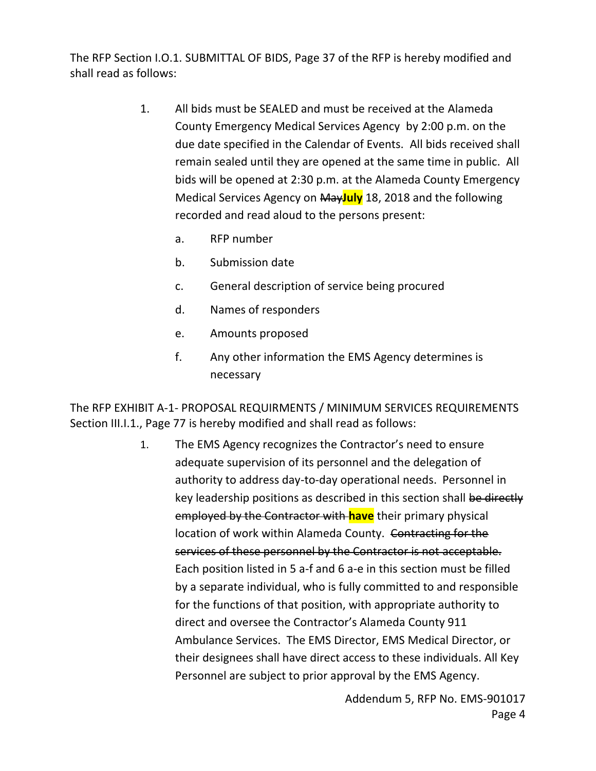The RFP Section I.O.1. SUBMITTAL OF BIDS, Page 37 of the RFP is hereby modified and shall read as follows:

1. All bids must be SEALED and must be received at the Alameda County Emergency Medical Services Agency by 2:00 p.m. on the due date specified in the Calendar of Events. All bids received shall remain sealed until they are opened at the same time in public. All bids will be opened at 2:30 p.m. at the Alameda County Emergency Medical Services Agency on ~~May~~**July** 18, 2018 and the following recorded and read aloud to the persons present:

    a. RFP number

    b. Submission date

    c. General description of service being procured

    d. Names of responders

    e. Amounts proposed

    f. Any other information the EMS Agency determines is necessary

The RFP EXHIBIT A-1- PROPOSAL REQUIRMENTS / MINIMUM SERVICES REQUIREMENTS Section III.I.1., Page 77 is hereby modified and shall read as follows:

1. The EMS Agency recognizes the Contractor's need to ensure adequate supervision of its personnel and the delegation of authority to address day-to-day operational needs. Personnel in key leadership positions as described in this section shall ~~be directly employed by the Contractor with~~ **have** their primary physical location of work within Alameda County. ~~Contracting for the services of these personnel by the Contractor is not acceptable.~~ Each position listed in 5 a-f and 6 a-e in this section must be filled by a separate individual, who is fully committed to and responsible for the functions of that position, with appropriate authority to direct and oversee the Contractor's Alameda County 911 Ambulance Services. The EMS Director, EMS Medical Director, or their designees shall have direct access to these individuals. All Key Personnel are subject to prior approval by the EMS Agency.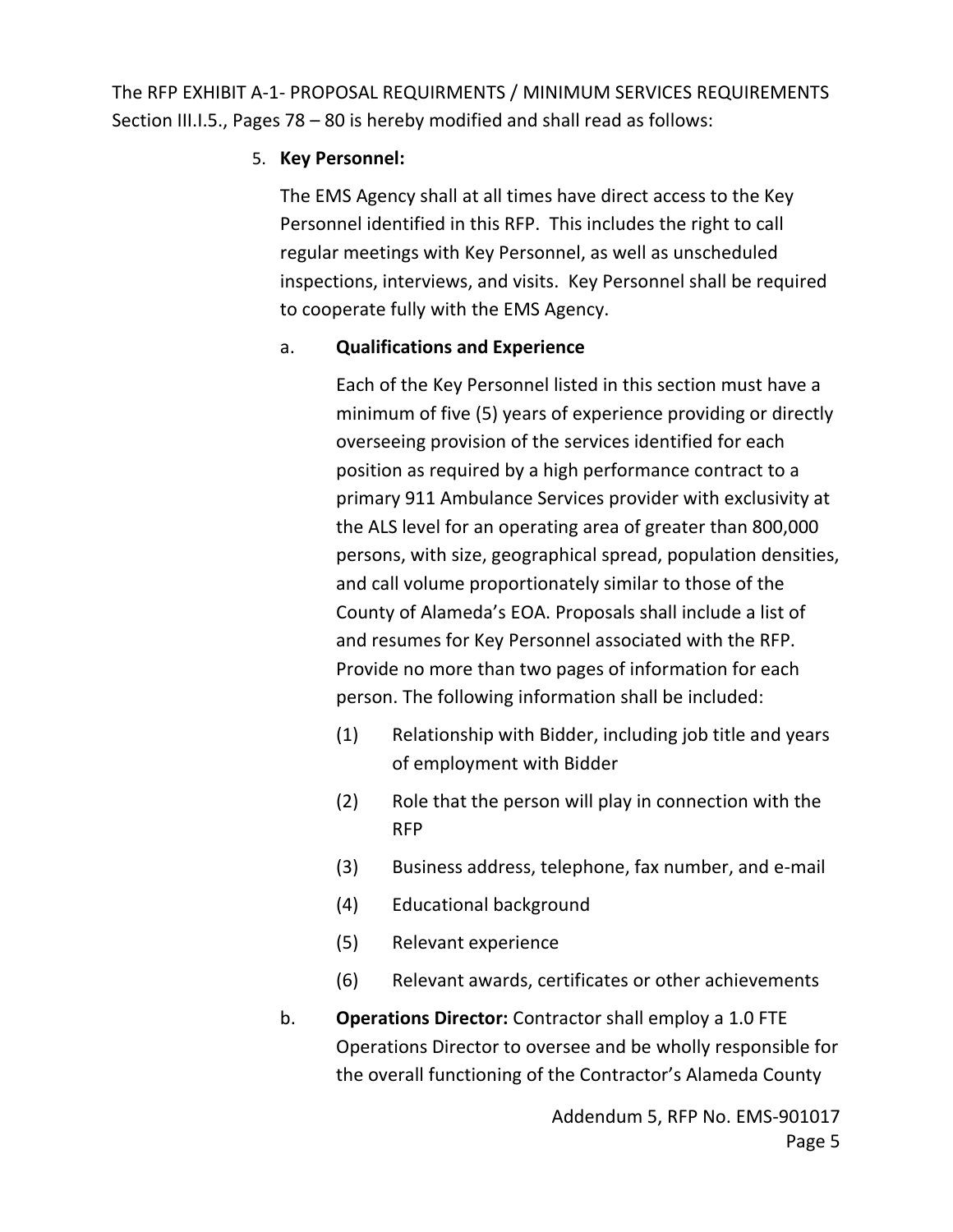The RFP EXHIBIT A-1- PROPOSAL REQUIRMENTS / MINIMUM SERVICES REQUIREMENTS Section III.I.5., Pages 78 – 80 is hereby modified and shall read as follows:

5. **Key Personnel:**

   The EMS Agency shall at all times have direct access to the Key Personnel identified in this RFP. This includes the right to call regular meetings with Key Personnel, as well as unscheduled inspections, interviews, and visits. Key Personnel shall be required to cooperate fully with the EMS Agency.

   a. **Qualifications and Experience**

      Each of the Key Personnel listed in this section must have a minimum of five (5) years of experience providing or directly overseeing provision of the services identified for each position as required by a high performance contract to a primary 911 Ambulance Services provider with exclusivity at the ALS level for an operating area of greater than 800,000 persons, with size, geographical spread, population densities, and call volume proportionately similar to those of the County of Alameda's EOA. Proposals shall include a list of and resumes for Key Personnel associated with the RFP. Provide no more than two pages of information for each person. The following information shall be included:

      (1) Relationship with Bidder, including job title and years of employment with Bidder

      (2) Role that the person will play in connection with the RFP

      (3) Business address, telephone, fax number, and e-mail

      (4) Educational background

      (5) Relevant experience

      (6) Relevant awards, certificates or other achievements

   b. **Operations Director:** Contractor shall employ a 1.0 FTE Operations Director to oversee and be wholly responsible for the overall functioning of the Contractor's Alameda County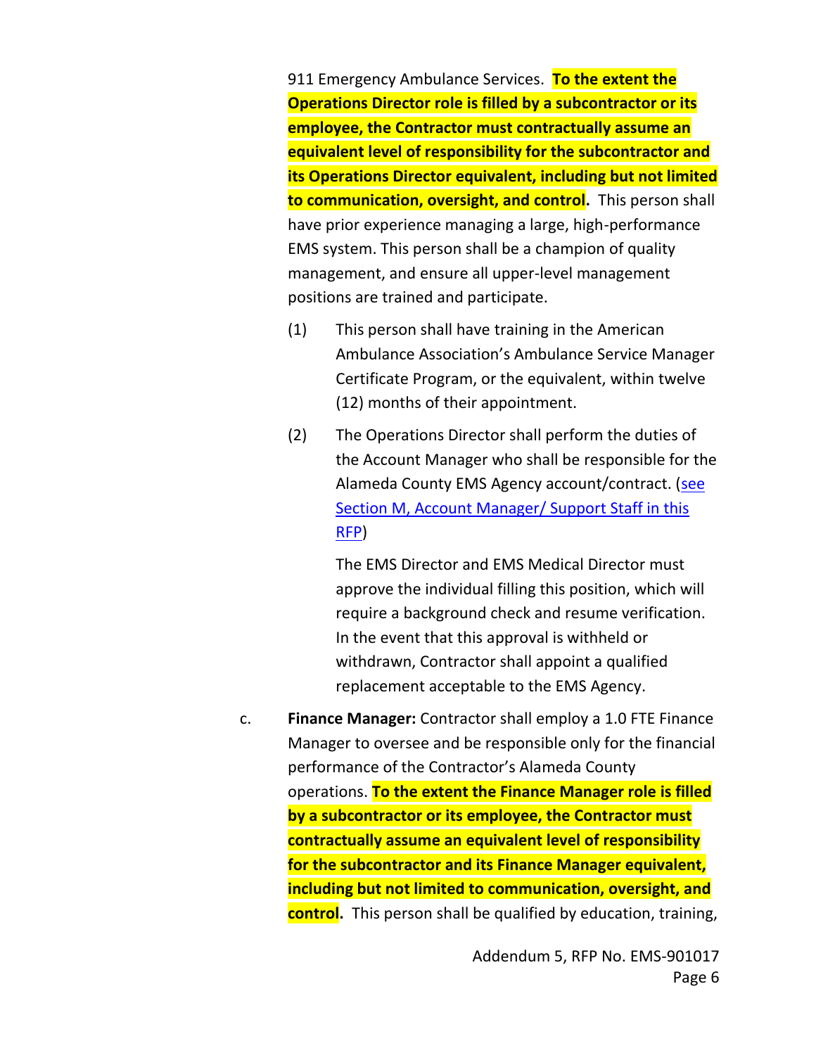911 Emergency Ambulance Services. **To the extent the Operations Director role is filled by a subcontractor or its employee, the Contractor must contractually assume an equivalent level of responsibility for the subcontractor and its Operations Director equivalent, including but not limited to communication, oversight, and control.** This person shall have prior experience managing a large, high-performance EMS system. This person shall be a champion of quality management, and ensure all upper-level management positions are trained and participate.

(1) This person shall have training in the American Ambulance Association's Ambulance Service Manager Certificate Program, or the equivalent, within twelve (12) months of their appointment.

(2) The Operations Director shall perform the duties of the Account Manager who shall be responsible for the Alameda County EMS Agency account/contract. (see Section M, Account Manager/ Support Staff in this RFP)

The EMS Director and EMS Medical Director must approve the individual filling this position, which will require a background check and resume verification. In the event that this approval is withheld or withdrawn, Contractor shall appoint a qualified replacement acceptable to the EMS Agency.

c. **Finance Manager:** Contractor shall employ a 1.0 FTE Finance Manager to oversee and be responsible only for the financial performance of the Contractor's Alameda County operations. **To the extent the Finance Manager role is filled by a subcontractor or its employee, the Contractor must contractually assume an equivalent level of responsibility for the subcontractor and its Finance Manager equivalent, including but not limited to communication, oversight, and control.** This person shall be qualified by education, training,

Addendum 5, RFP No. EMS-901017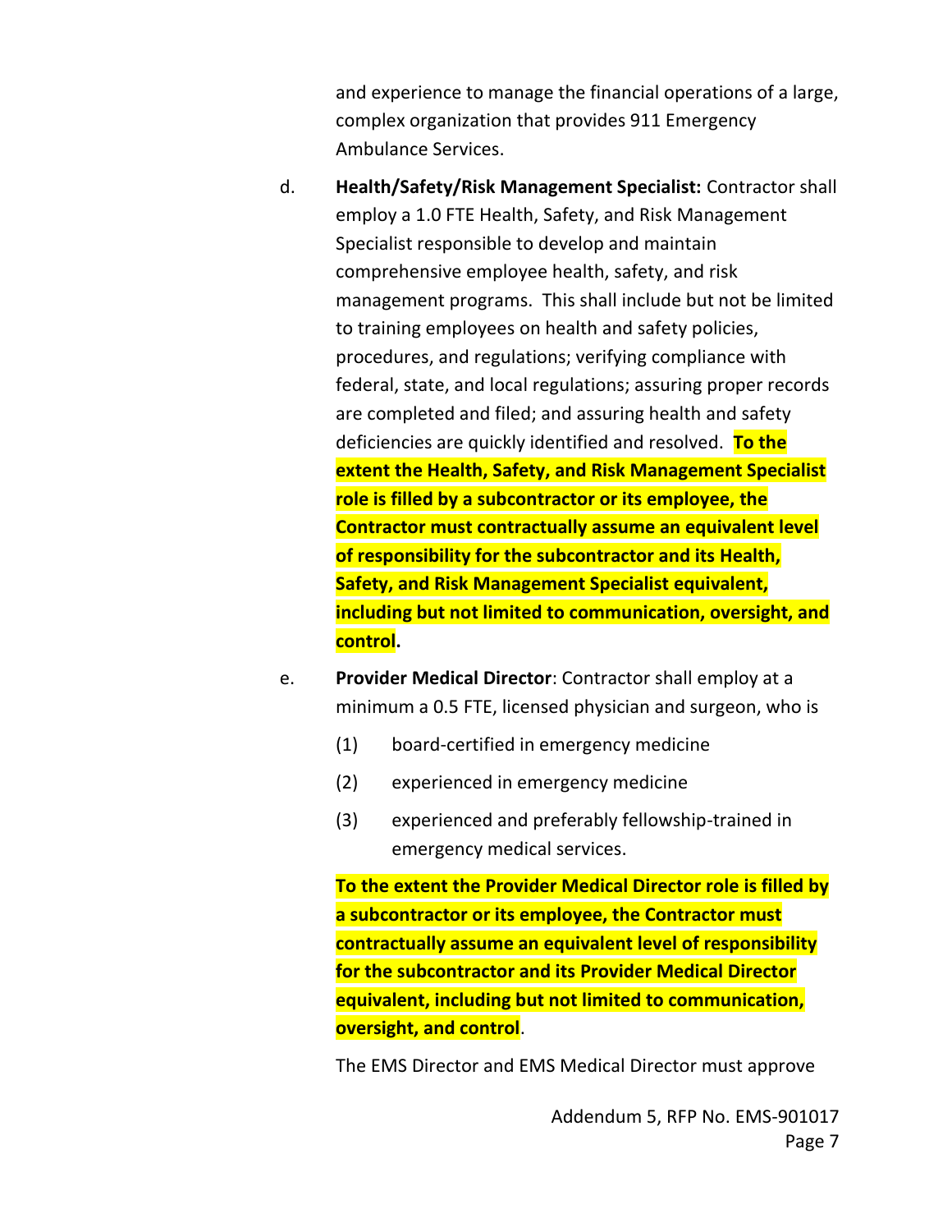and experience to manage the financial operations of a large, complex organization that provides 911 Emergency Ambulance Services.

d. **Health/Safety/Risk Management Specialist:** Contractor shall employ a 1.0 FTE Health, Safety, and Risk Management Specialist responsible to develop and maintain comprehensive employee health, safety, and risk management programs. This shall include but not be limited to training employees on health and safety policies, procedures, and regulations; verifying compliance with federal, state, and local regulations; assuring proper records are completed and filed; and assuring health and safety deficiencies are quickly identified and resolved. **To the extent the Health, Safety, and Risk Management Specialist role is filled by a subcontractor or its employee, the Contractor must contractually assume an equivalent level of responsibility for the subcontractor and its Health, Safety, and Risk Management Specialist equivalent, including but not limited to communication, oversight, and control.**

e. **Provider Medical Director**: Contractor shall employ at a minimum a 0.5 FTE, licensed physician and surgeon, who is

   (1) board-certified in emergency medicine

   (2) experienced in emergency medicine

   (3) experienced and preferably fellowship-trained in emergency medical services.

   **To the extent the Provider Medical Director role is filled by a subcontractor or its employee, the Contractor must contractually assume an equivalent level of responsibility for the subcontractor and its Provider Medical Director equivalent, including but not limited to communication, oversight, and control**.

   The EMS Director and EMS Medical Director must approve

Addendum 5, RFP No. EMS-901017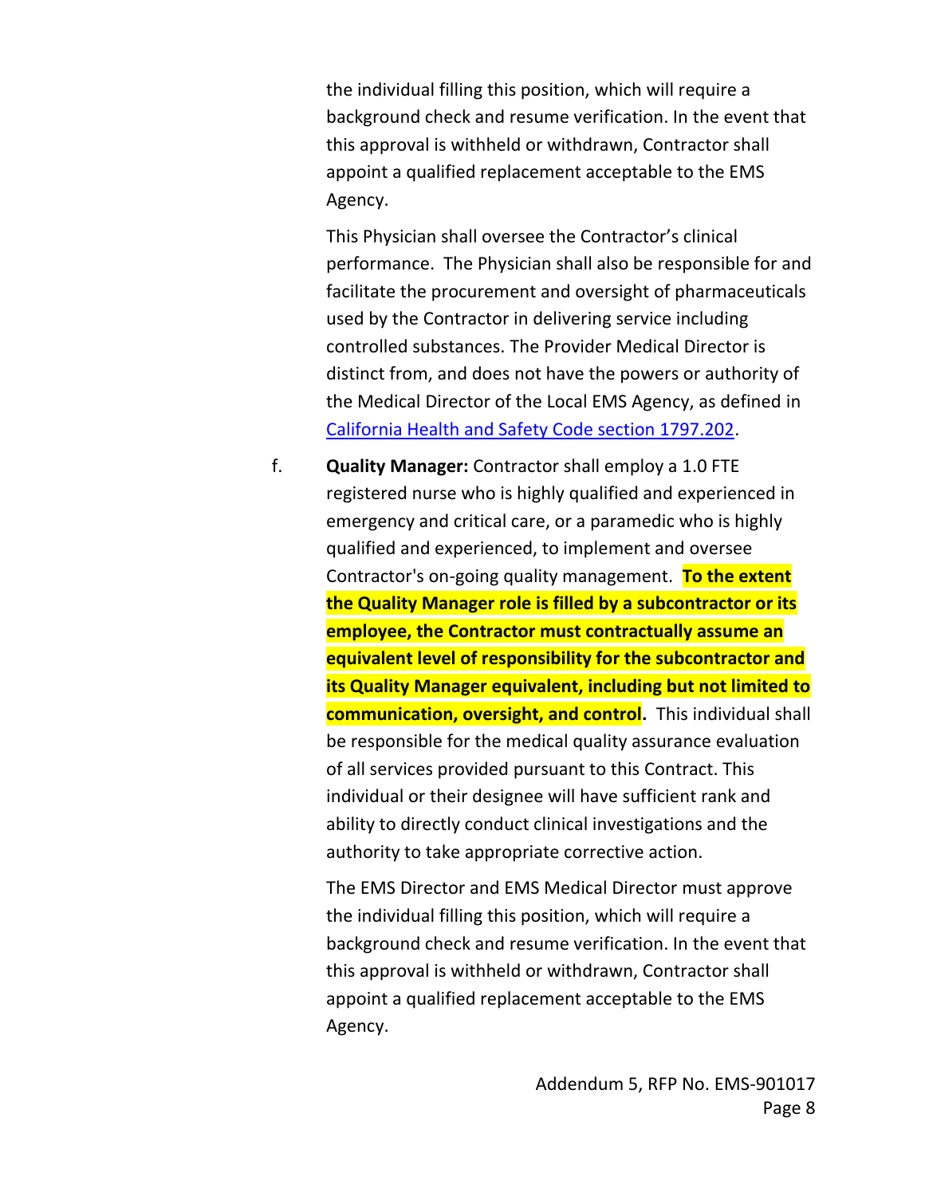the individual filling this position, which will require a background check and resume verification. In the event that this approval is withheld or withdrawn, Contractor shall appoint a qualified replacement acceptable to the EMS Agency.

This Physician shall oversee the Contractor's clinical performance. The Physician shall also be responsible for and facilitate the procurement and oversight of pharmaceuticals used by the Contractor in delivering service including controlled substances. The Provider Medical Director is distinct from, and does not have the powers or authority of the Medical Director of the Local EMS Agency, as defined in [California Health and Safety Code section 1797.202](California Health and Safety Code section 1797.202).

f. **Quality Manager:** Contractor shall employ a 1.0 FTE registered nurse who is highly qualified and experienced in emergency and critical care, or a paramedic who is highly qualified and experienced, to implement and oversee Contractor's on-going quality management. **To the extent the Quality Manager role is filled by a subcontractor or its employee, the Contractor must contractually assume an equivalent level of responsibility for the subcontractor and its Quality Manager equivalent, including but not limited to communication, oversight, and control.** This individual shall be responsible for the medical quality assurance evaluation of all services provided pursuant to this Contract. This individual or their designee will have sufficient rank and ability to directly conduct clinical investigations and the authority to take appropriate corrective action.

The EMS Director and EMS Medical Director must approve the individual filling this position, which will require a background check and resume verification. In the event that this approval is withheld or withdrawn, Contractor shall appoint a qualified replacement acceptable to the EMS Agency.

Addendum 5, RFP No. EMS-901017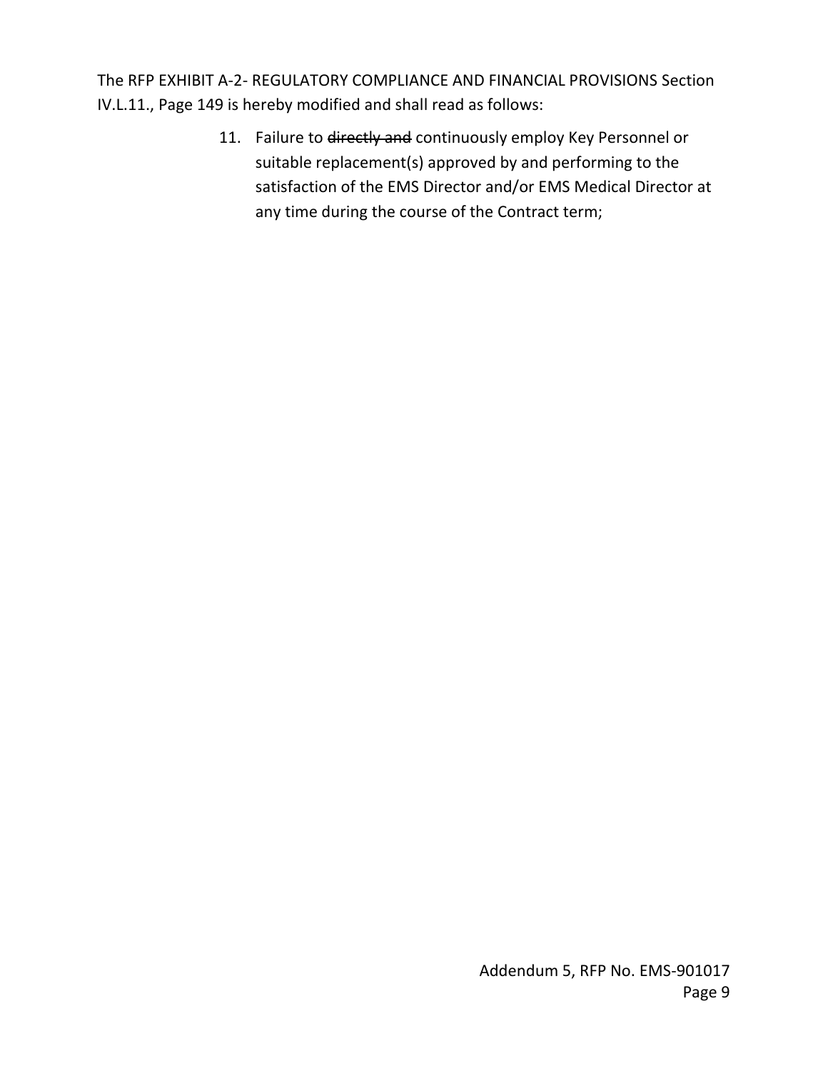The RFP EXHIBIT A-2- REGULATORY COMPLIANCE AND FINANCIAL PROVISIONS Section IV.L.11., Page 149 is hereby modified and shall read as follows:

> 11. Failure to ~~directly and~~ continuously employ Key Personnel or suitable replacement(s) approved by and performing to the satisfaction of the EMS Director and/or EMS Medical Director at any time during the course of the Contract term;